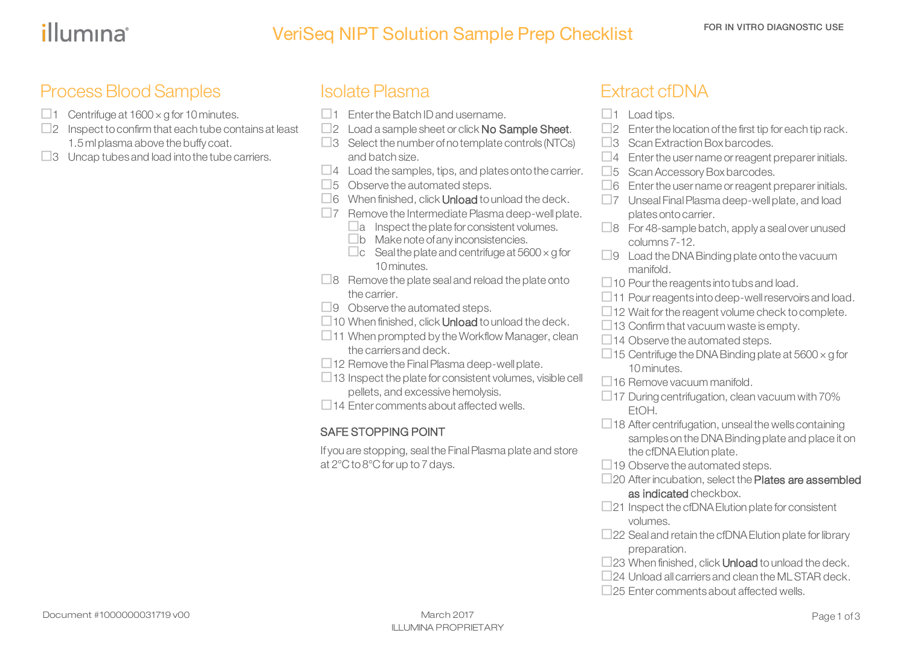illumina®

# VeriSeq NIPT Solution Sample Prep Checklist

FOR IN VITRO DIAGNOSTIC USE

## Process Blood Samples

- ☐1 Centrifuge at 1600 × g for 10 minutes.
- ☐2 Inspect to confirm that each tube contains at least 1.5 ml plasma above the buffy coat.
- ☐3 Uncap tubes and load into the tube carriers.

## Isolate Plasma

- ☐1 Enter the Batch ID and username.
- ☐2 Load a sample sheet or click **No Sample Sheet**.
- ☐3 Select the number of no template controls (NTCs) and batch size.
- ☐4 Load the samples, tips, and plates onto the carrier.
- ☐5 Observe the automated steps.
- ☐6 When finished, click **Unload** to unload the deck.
- ☐7 Remove the Intermediate Plasma deep-well plate.
  - ☐a Inspect the plate for consistent volumes.
  - ☐b Make note of any inconsistencies.
  - ☐c Seal the plate and centrifuge at 5600 × g for 10 minutes.
- ☐8 Remove the plate seal and reload the plate onto the carrier.
- ☐9 Observe the automated steps.
- ☐10 When finished, click **Unload** to unload the deck.
- ☐11 When prompted by the Workflow Manager, clean the carriers and deck.
- ☐12 Remove the Final Plasma deep-well plate.
- ☐13 Inspect the plate for consistent volumes, visible cell pellets, and excessive hemolysis.
- ☐14 Enter comments about affected wells.

### SAFE STOPPING POINT

If you are stopping, seal the Final Plasma plate and store at 2°C to 8°C for up to 7 days.

## Extract cfDNA

- ☐1 Load tips.
- ☐2 Enter the location of the first tip for each tip rack.
- ☐3 Scan Extraction Box barcodes.
- ☐4 Enter the user name or reagent preparer initials.
- ☐5 Scan Accessory Box barcodes.
- ☐6 Enter the user name or reagent preparer initials.
- ☐7 Unseal Final Plasma deep-well plate, and load plates onto carrier.
- ☐8 For 48-sample batch, apply a seal over unused columns 7-12.
- ☐9 Load the DNA Binding plate onto the vacuum manifold.
- ☐10 Pour the reagents into tubs and load.
- ☐11 Pour reagents into deep-well reservoirs and load.
- ☐12 Wait for the reagent volume check to complete.
- ☐13 Confirm that vacuum waste is empty.
- ☐14 Observe the automated steps.
- ☐15 Centrifuge the DNA Binding plate at 5600 × g for 10 minutes.
- ☐16 Remove vacuum manifold.
- ☐17 During centrifugation, clean vacuum with 70% EtOH.
- ☐18 After centrifugation, unseal the wells containing samples on the DNA Binding plate and place it on the cfDNA Elution plate.
- ☐19 Observe the automated steps.
- ☐20 After incubation, select the **Plates are assembled as indicated** checkbox.
- ☐21 Inspect the cfDNA Elution plate for consistent volumes.
- ☐22 Seal and retain the cfDNA Elution plate for library preparation.
- ☐23 When finished, click **Unload** to unload the deck.
- ☐24 Unload all carriers and clean the ML STAR deck.
- ☐25 Enter comments about affected wells.

Document #1000000031719 v00

March 2017
ILLUMINA PROPRIETARY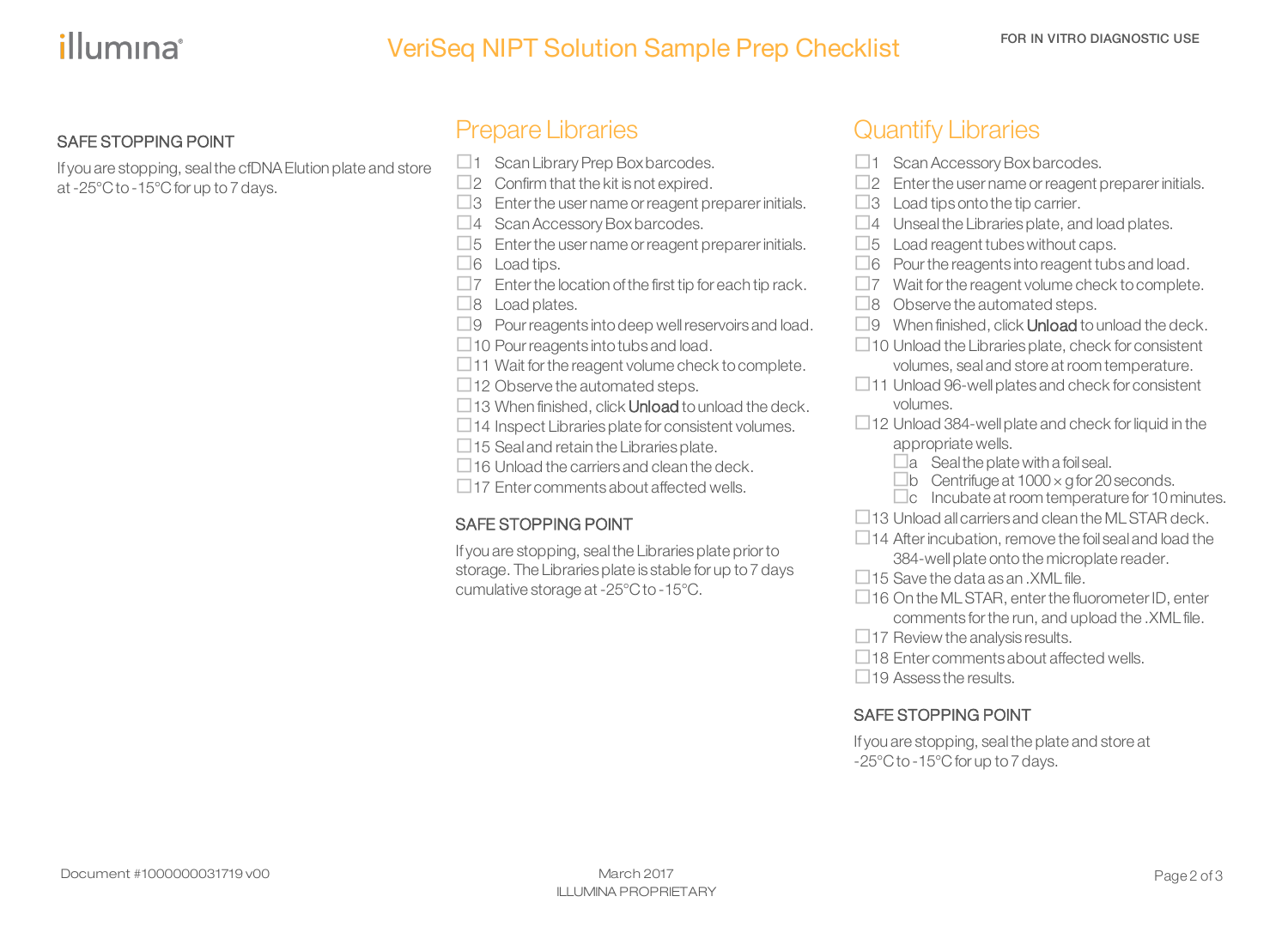## SAFE STOPPING POINT

If you are stopping, seal the cfDNA Elution plate and store at -25°C to -15°C for up to 7 days.

# Prepare Libraries

- ☐ 1 Scan Library Prep Box barcodes.
- ☐ 2 Confirm that the kit is not expired.
- ☐ 3 Enter the user name or reagent preparer initials.
- ☐ 4 Scan Accessory Box barcodes.
- ☐ 5 Enter the user name or reagent preparer initials.
- ☐ 6 Load tips.
- ☐ 7 Enter the location of the first tip for each tip rack.
- ☐ 8 Load plates.
- ☐ 9 Pour reagents into deep well reservoirs and load.
- ☐ 10 Pour reagents into tubs and load.
- ☐ 11 Wait for the reagent volume check to complete.
- ☐ 12 Observe the automated steps.
- ☐ 13 When finished, click **Unload** to unload the deck.
- ☐ 14 Inspect Libraries plate for consistent volumes.
- ☐ 15 Seal and retain the Libraries plate.
- ☐ 16 Unload the carriers and clean the deck.
- ☐ 17 Enter comments about affected wells.

## SAFE STOPPING POINT

If you are stopping, seal the Libraries plate prior to storage. The Libraries plate is stable for up to 7 days cumulative storage at -25°C to -15°C.

# Quantify Libraries

- ☐ 1 Scan Accessory Box barcodes.
- ☐ 2 Enter the user name or reagent preparer initials.
- ☐ 3 Load tips onto the tip carrier.
- ☐ 4 Unseal the Libraries plate, and load plates.
- ☐ 5 Load reagent tubes without caps.
- ☐ 6 Pour the reagents into reagent tubs and load.
- ☐ 7 Wait for the reagent volume check to complete.
- ☐ 8 Observe the automated steps.
- ☐ 9 When finished, click **Unload** to unload the deck.
- ☐ 10 Unload the Libraries plate, check for consistent volumes, seal and store at room temperature.
- ☐ 11 Unload 96-well plates and check for consistent volumes.
- ☐ 12 Unload 384-well plate and check for liquid in the appropriate wells.
  - ☐ a Seal the plate with a foil seal.
  - ☐ b Centrifuge at 1000 × g for 20 seconds.
  - ☐ c Incubate at room temperature for 10 minutes.
- ☐ 13 Unload all carriers and clean the ML STAR deck.
- ☐ 14 After incubation, remove the foil seal and load the 384-well plate onto the microplate reader.
- ☐ 15 Save the data as an .XML file.
- ☐ 16 On the ML STAR, enter the fluorometer ID, enter comments for the run, and upload the .XML file.
- ☐ 17 Review the analysis results.
- ☐ 18 Enter comments about affected wells.
- ☐ 19 Assess the results.

## SAFE STOPPING POINT

If you are stopping, seal the plate and store at -25°C to -15°C for up to 7 days.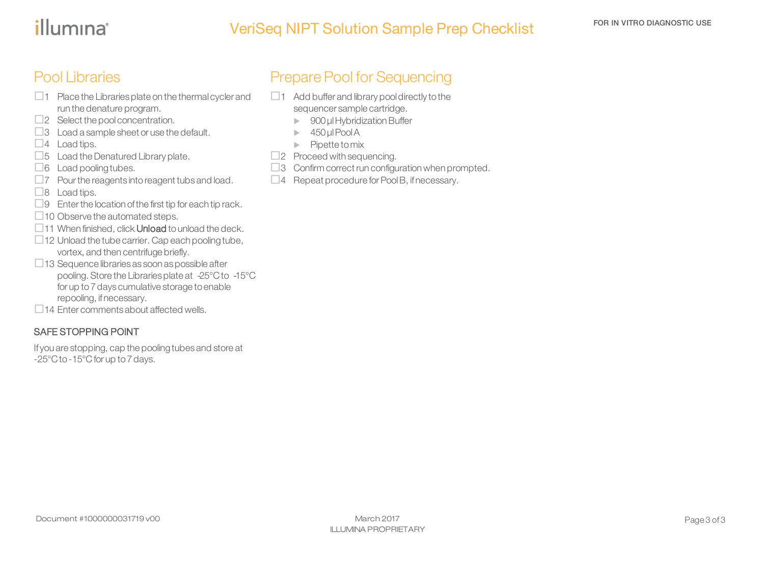## Pool Libraries

- [ ] 1 Place the Libraries plate on the thermal cycler and run the denature program.
- [ ] 2 Select the pool concentration.
- [ ] 3 Load a sample sheet or use the default.
- [ ] 4 Load tips.
- [ ] 5 Load the Denatured Library plate.
- [ ] 6 Load pooling tubes.
- [ ] 7 Pour the reagents into reagent tubs and load.
- [ ] 8 Load tips.
- [ ] 9 Enter the location of the first tip for each tip rack.
- [ ] 10 Observe the automated steps.
- [ ] 11 When finished, click **Unload** to unload the deck.
- [ ] 12 Unload the tube carrier. Cap each pooling tube, vortex, and then centrifuge briefly.
- [ ] 13 Sequence libraries as soon as possible after pooling. Store the Libraries plate at -25°C to -15°C for up to 7 days cumulative storage to enable repooling, if necessary.
- [ ] 14 Enter comments about affected wells.

### SAFE STOPPING POINT

If you are stopping, cap the pooling tubes and store at -25°C to -15°C for up to 7 days.

## Prepare Pool for Sequencing

- [ ] 1 Add buffer and library pool directly to the sequencer sample cartridge.
  - 900 µl Hybridization Buffer
  - 450 µl Pool A
  - Pipette to mix
- [ ] 2 Proceed with sequencing.
- [ ] 3 Confirm correct run configuration when prompted.
- [ ] 4 Repeat procedure for Pool B, if necessary.